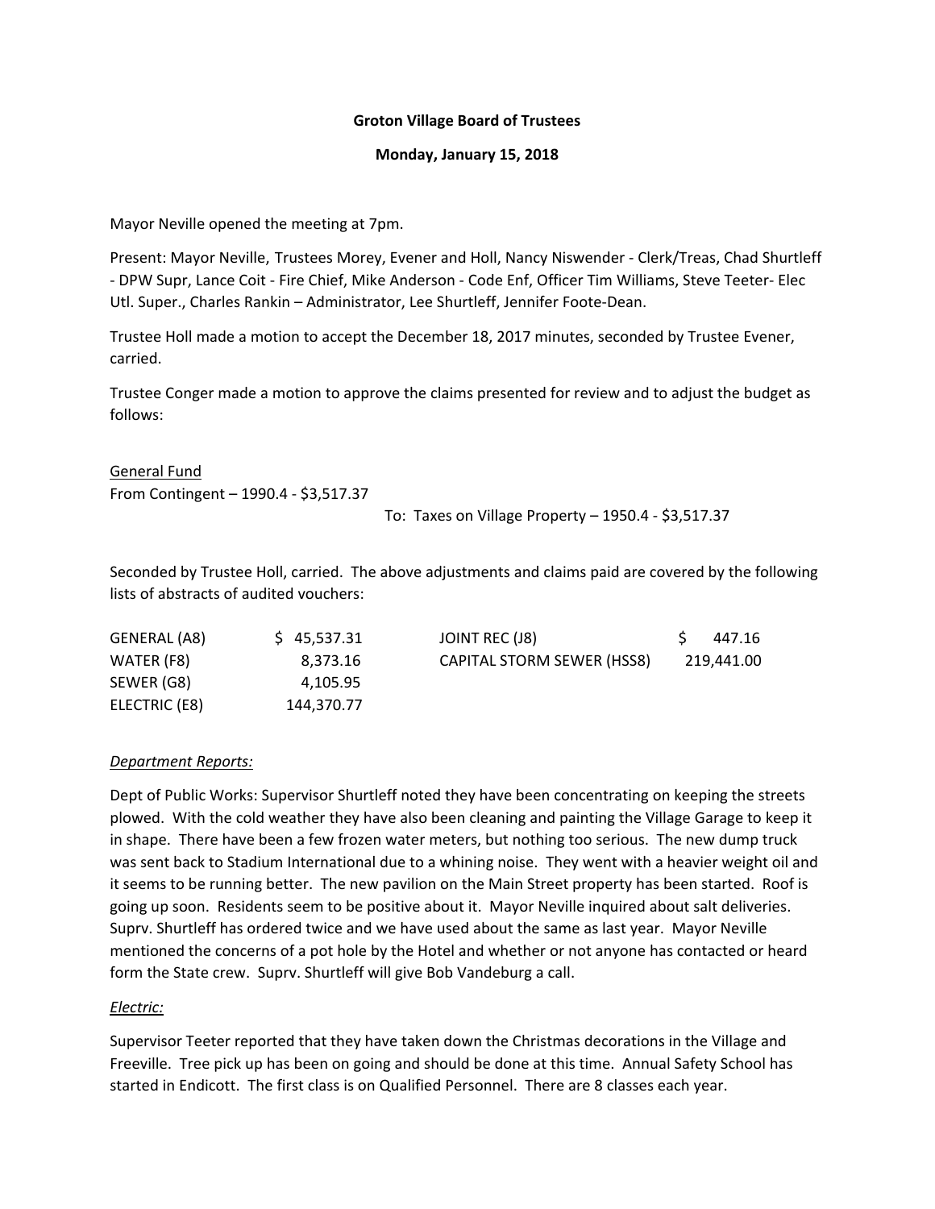**Groton Village Board of Trustees**

**Monday, January 15, 2018**

Mayor Neville opened the meeting at 7pm.

Present: Mayor Neville, Trustees Morey, Evener and Holl, Nancy Niswender - Clerk/Treas, Chad Shurtleff - DPW Supr, Lance Coit - Fire Chief, Mike Anderson - Code Enf, Officer Tim Williams, Steve Teeter- Elec Utl. Super., Charles Rankin – Administrator, Lee Shurtleff, Jennifer Foote-Dean.

Trustee Holl made a motion to accept the December 18, 2017 minutes, seconded by Trustee Evener, carried.

Trustee Conger made a motion to approve the claims presented for review and to adjust the budget as follows:

General Fund
From Contingent – 1990.4 - $3,517.37
To: Taxes on Village Property – 1950.4 - $3,517.37

Seconded by Trustee Holl, carried. The above adjustments and claims paid are covered by the following lists of abstracts of audited vouchers:

| | | | |
|---|---|---|---|
| GENERAL (A8) | $ 45,537.31 | JOINT REC (J8) | $ 447.16 |
| WATER (F8) | 8,373.16 | CAPITAL STORM SEWER (HSS8) | 219,441.00 |
| SEWER (G8) | 4,105.95 | | |
| ELECTRIC (E8) | 144,370.77 | | |

*Department Reports:*

Dept of Public Works: Supervisor Shurtleff noted they have been concentrating on keeping the streets plowed. With the cold weather they have also been cleaning and painting the Village Garage to keep it in shape. There have been a few frozen water meters, but nothing too serious. The new dump truck was sent back to Stadium International due to a whining noise. They went with a heavier weight oil and it seems to be running better. The new pavilion on the Main Street property has been started. Roof is going up soon. Residents seem to be positive about it. Mayor Neville inquired about salt deliveries. Suprv. Shurtleff has ordered twice and we have used about the same as last year. Mayor Neville mentioned the concerns of a pot hole by the Hotel and whether or not anyone has contacted or heard form the State crew. Suprv. Shurtleff will give Bob Vandeburg a call.

*Electric:*

Supervisor Teeter reported that they have taken down the Christmas decorations in the Village and Freeville. Tree pick up has been on going and should be done at this time. Annual Safety School has started in Endicott. The first class is on Qualified Personnel. There are 8 classes each year.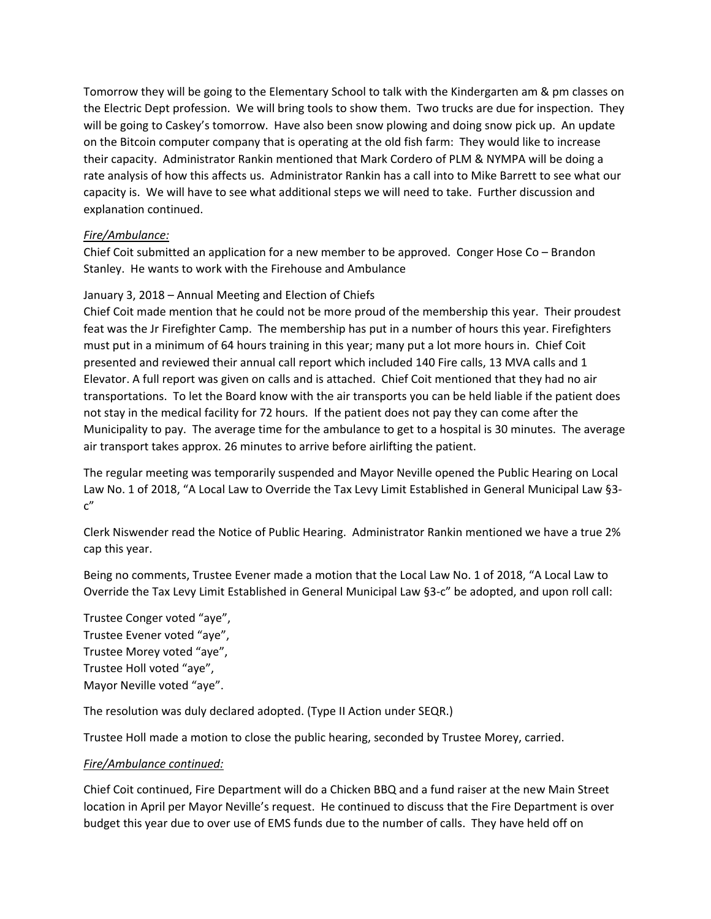Tomorrow they will be going to the Elementary School to talk with the Kindergarten am & pm classes on the Electric Dept profession. We will bring tools to show them. Two trucks are due for inspection. They will be going to Caskey's tomorrow. Have also been snow plowing and doing snow pick up. An update on the Bitcoin computer company that is operating at the old fish farm: They would like to increase their capacity. Administrator Rankin mentioned that Mark Cordero of PLM & NYMPA will be doing a rate analysis of how this affects us. Administrator Rankin has a call into to Mike Barrett to see what our capacity is. We will have to see what additional steps we will need to take. Further discussion and explanation continued.

*Fire/Ambulance:*

Chief Coit submitted an application for a new member to be approved. Conger Hose Co – Brandon Stanley. He wants to work with the Firehouse and Ambulance

January 3, 2018 – Annual Meeting and Election of Chiefs

Chief Coit made mention that he could not be more proud of the membership this year. Their proudest feat was the Jr Firefighter Camp. The membership has put in a number of hours this year. Firefighters must put in a minimum of 64 hours training in this year; many put a lot more hours in. Chief Coit presented and reviewed their annual call report which included 140 Fire calls, 13 MVA calls and 1 Elevator. A full report was given on calls and is attached. Chief Coit mentioned that they had no air transportations. To let the Board know with the air transports you can be held liable if the patient does not stay in the medical facility for 72 hours. If the patient does not pay they can come after the Municipality to pay. The average time for the ambulance to get to a hospital is 30 minutes. The average air transport takes approx. 26 minutes to arrive before airlifting the patient.

The regular meeting was temporarily suspended and Mayor Neville opened the Public Hearing on Local Law No. 1 of 2018, "A Local Law to Override the Tax Levy Limit Established in General Municipal Law §3-c"

Clerk Niswender read the Notice of Public Hearing. Administrator Rankin mentioned we have a true 2% cap this year.

Being no comments, Trustee Evener made a motion that the Local Law No. 1 of 2018, "A Local Law to Override the Tax Levy Limit Established in General Municipal Law §3-c" be adopted, and upon roll call:

Trustee Conger voted "aye",
Trustee Evener voted "aye",
Trustee Morey voted "aye",
Trustee Holl voted "aye",
Mayor Neville voted "aye".

The resolution was duly declared adopted. (Type II Action under SEQR.)

Trustee Holl made a motion to close the public hearing, seconded by Trustee Morey, carried.

*Fire/Ambulance continued:*

Chief Coit continued, Fire Department will do a Chicken BBQ and a fund raiser at the new Main Street location in April per Mayor Neville's request. He continued to discuss that the Fire Department is over budget this year due to over use of EMS funds due to the number of calls. They have held off on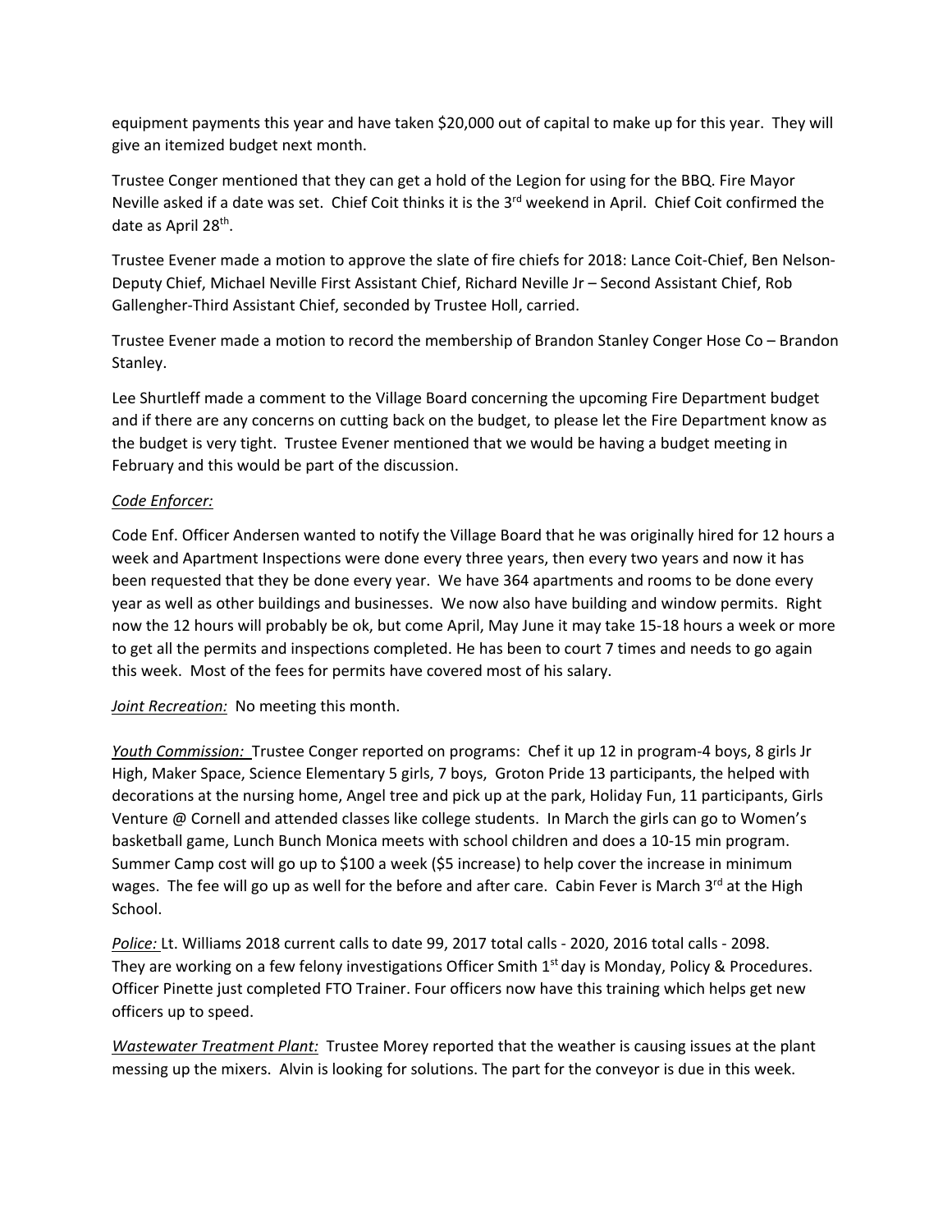equipment payments this year and have taken $20,000 out of capital to make up for this year. They will give an itemized budget next month.

Trustee Conger mentioned that they can get a hold of the Legion for using for the BBQ. Fire Mayor Neville asked if a date was set. Chief Coit thinks it is the 3rd weekend in April. Chief Coit confirmed the date as April 28th.

Trustee Evener made a motion to approve the slate of fire chiefs for 2018: Lance Coit-Chief, Ben Nelson-Deputy Chief, Michael Neville First Assistant Chief, Richard Neville Jr – Second Assistant Chief, Rob Gallengher-Third Assistant Chief, seconded by Trustee Holl, carried.

Trustee Evener made a motion to record the membership of Brandon Stanley Conger Hose Co – Brandon Stanley.

Lee Shurtleff made a comment to the Village Board concerning the upcoming Fire Department budget and if there are any concerns on cutting back on the budget, to please let the Fire Department know as the budget is very tight. Trustee Evener mentioned that we would be having a budget meeting in February and this would be part of the discussion.

*Code Enforcer:*

Code Enf. Officer Andersen wanted to notify the Village Board that he was originally hired for 12 hours a week and Apartment Inspections were done every three years, then every two years and now it has been requested that they be done every year. We have 364 apartments and rooms to be done every year as well as other buildings and businesses. We now also have building and window permits. Right now the 12 hours will probably be ok, but come April, May June it may take 15-18 hours a week or more to get all the permits and inspections completed. He has been to court 7 times and needs to go again this week. Most of the fees for permits have covered most of his salary.

*Joint Recreation:* No meeting this month.

*Youth Commission:* Trustee Conger reported on programs: Chef it up 12 in program-4 boys, 8 girls Jr High, Maker Space, Science Elementary 5 girls, 7 boys, Groton Pride 13 participants, the helped with decorations at the nursing home, Angel tree and pick up at the park, Holiday Fun, 11 participants, Girls Venture @ Cornell and attended classes like college students. In March the girls can go to Women's basketball game, Lunch Bunch Monica meets with school children and does a 10-15 min program. Summer Camp cost will go up to $100 a week ($5 increase) to help cover the increase in minimum wages. The fee will go up as well for the before and after care. Cabin Fever is March 3rd at the High School.

*Police:* Lt. Williams 2018 current calls to date 99, 2017 total calls - 2020, 2016 total calls - 2098. They are working on a few felony investigations Officer Smith 1st day is Monday, Policy & Procedures. Officer Pinette just completed FTO Trainer. Four officers now have this training which helps get new officers up to speed.

*Wastewater Treatment Plant:* Trustee Morey reported that the weather is causing issues at the plant messing up the mixers. Alvin is looking for solutions. The part for the conveyor is due in this week.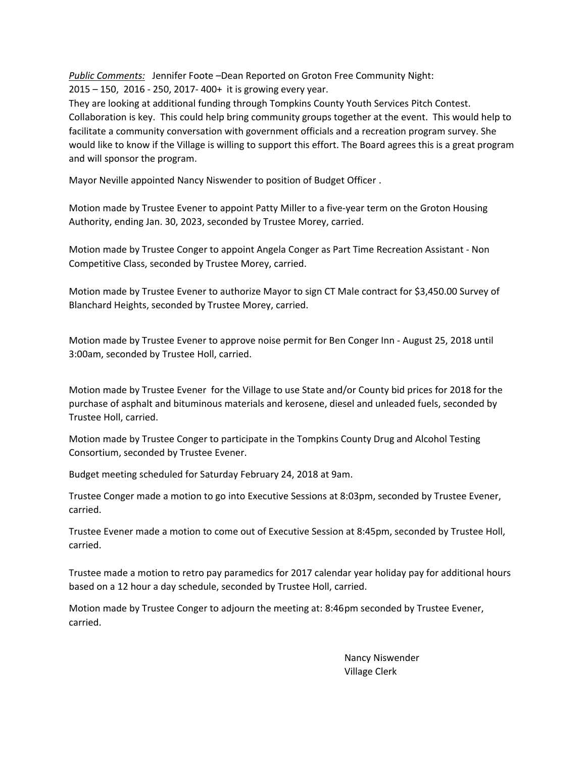*Public Comments:* Jennifer Foote –Dean Reported on Groton Free Community Night: 2015 – 150, 2016 - 250, 2017- 400+ it is growing every year.
They are looking at additional funding through Tompkins County Youth Services Pitch Contest. Collaboration is key. This could help bring community groups together at the event. This would help to facilitate a community conversation with government officials and a recreation program survey. She would like to know if the Village is willing to support this effort. The Board agrees this is a great program and will sponsor the program.

Mayor Neville appointed Nancy Niswender to position of Budget Officer .

Motion made by Trustee Evener to appoint Patty Miller to a five-year term on the Groton Housing Authority, ending Jan. 30, 2023, seconded by Trustee Morey, carried.

Motion made by Trustee Conger to appoint Angela Conger as Part Time Recreation Assistant - Non Competitive Class, seconded by Trustee Morey, carried.

Motion made by Trustee Evener to authorize Mayor to sign CT Male contract for $3,450.00 Survey of Blanchard Heights, seconded by Trustee Morey, carried.

Motion made by Trustee Evener to approve noise permit for Ben Conger Inn - August 25, 2018 until 3:00am, seconded by Trustee Holl, carried.

Motion made by Trustee Evener for the Village to use State and/or County bid prices for 2018 for the purchase of asphalt and bituminous materials and kerosene, diesel and unleaded fuels, seconded by Trustee Holl, carried.

Motion made by Trustee Conger to participate in the Tompkins County Drug and Alcohol Testing Consortium, seconded by Trustee Evener.

Budget meeting scheduled for Saturday February 24, 2018 at 9am.

Trustee Conger made a motion to go into Executive Sessions at 8:03pm, seconded by Trustee Evener, carried.

Trustee Evener made a motion to come out of Executive Session at 8:45pm, seconded by Trustee Holl, carried.

Trustee made a motion to retro pay paramedics for 2017 calendar year holiday pay for additional hours based on a 12 hour a day schedule, seconded by Trustee Holl, carried.

Motion made by Trustee Conger to adjourn the meeting at: 8:46pm seconded by Trustee Evener, carried.

Nancy Niswender
Village Clerk